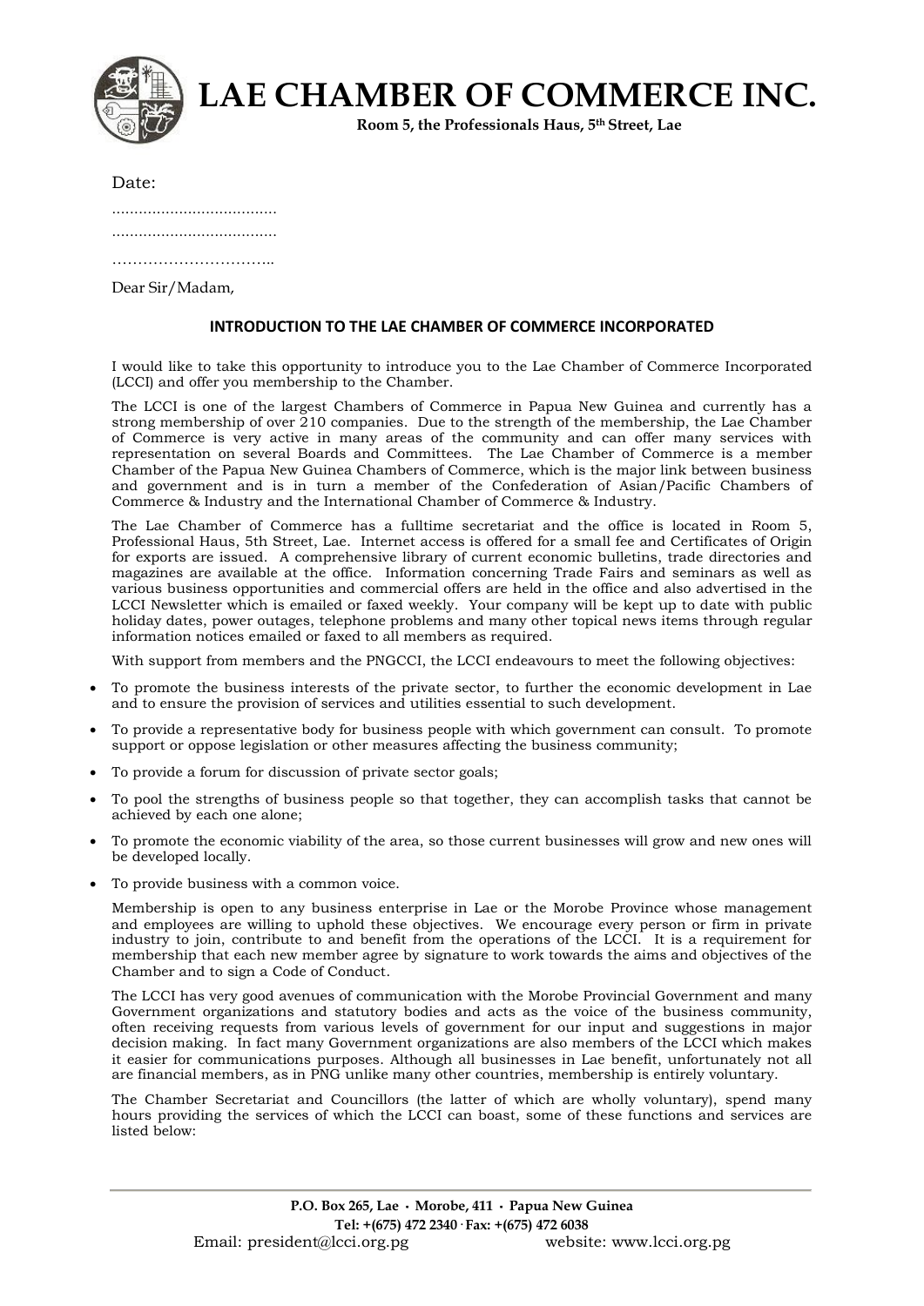# LAE CHAMBER OF COMMERCE INC.

**Room 5, the Professionals Haus, 5th Street, Lae**

Date:

………………………………

………………………………

…………………………..

Dear Sir/Madam,

## INTRODUCTION TO THE LAE CHAMBER OF COMMERCE INCORPORATED

I would like to take this opportunity to introduce you to the Lae Chamber of Commerce Incorporated (LCCI) and offer you membership to the Chamber.

The LCCI is one of the largest Chambers of Commerce in Papua New Guinea and currently has a strong membership of over 210 companies. Due to the strength of the membership, the Lae Chamber of Commerce is very active in many areas of the community and can offer many services with representation on several Boards and Committees. The Lae Chamber of Commerce is a member Chamber of the Papua New Guinea Chambers of Commerce, which is the major link between business and government and is in turn a member of the Confederation of Asian/Pacific Chambers of Commerce & Industry and the International Chamber of Commerce & Industry.

The Lae Chamber of Commerce has a fulltime secretariat and the office is located in Room 5, Professional Haus, 5th Street, Lae. Internet access is offered for a small fee and Certificates of Origin for exports are issued. A comprehensive library of current economic bulletins, trade directories and magazines are available at the office. Information concerning Trade Fairs and seminars as well as various business opportunities and commercial offers are held in the office and also advertised in the LCCI Newsletter which is emailed or faxed weekly. Your company will be kept up to date with public holiday dates, power outages, telephone problems and many other topical news items through regular information notices emailed or faxed to all members as required.

With support from members and the PNGCCI, the LCCI endeavours to meet the following objectives:

- To promote the business interests of the private sector, to further the economic development in Lae and to ensure the provision of services and utilities essential to such development.
- To provide a representative body for business people with which government can consult. To promote support or oppose legislation or other measures affecting the business community;
- To provide a forum for discussion of private sector goals;
- To pool the strengths of business people so that together, they can accomplish tasks that cannot be achieved by each one alone;
- To promote the economic viability of the area, so those current businesses will grow and new ones will be developed locally.
- To provide business with a common voice.

Membership is open to any business enterprise in Lae or the Morobe Province whose management and employees are willing to uphold these objectives. We encourage every person or firm in private industry to join, contribute to and benefit from the operations of the LCCI. It is a requirement for membership that each new member agree by signature to work towards the aims and objectives of the Chamber and to sign a Code of Conduct.

The LCCI has very good avenues of communication with the Morobe Provincial Government and many Government organizations and statutory bodies and acts as the voice of the business community, often receiving requests from various levels of government for our input and suggestions in major decision making. In fact many Government organizations are also members of the LCCI which makes it easier for communications purposes. Although all businesses in Lae benefit, unfortunately not all are financial members, as in PNG unlike many other countries, membership is entirely voluntary.

The Chamber Secretariat and Councillors (the latter of which are wholly voluntary), spend many hours providing the services of which the LCCI can boast, some of these functions and services are listed below:

**P.O. Box 265, Lae · Morobe, 411 · Papua New Guinea**
**Tel: +(675) 472 2340 · Fax: +(675) 472 6038**
Email: president@lcci.org.pg website: www.lcci.org.pg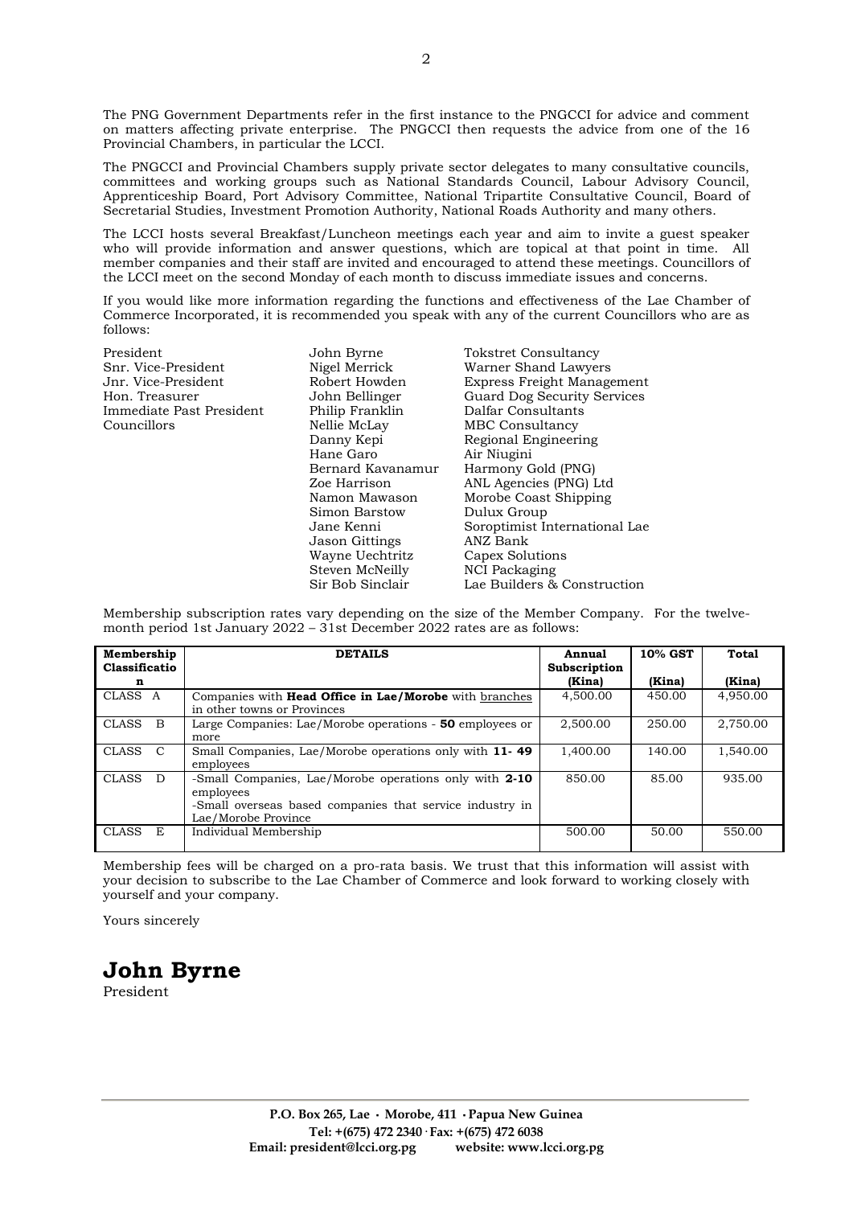The PNG Government Departments refer in the first instance to the PNGCCI for advice and comment on matters affecting private enterprise. The PNGCCI then requests the advice from one of the 16 Provincial Chambers, in particular the LCCI.

The PNGCCI and Provincial Chambers supply private sector delegates to many consultative councils, committees and working groups such as National Standards Council, Labour Advisory Council, Apprenticeship Board, Port Advisory Committee, National Tripartite Consultative Council, Board of Secretarial Studies, Investment Promotion Authority, National Roads Authority and many others.

The LCCI hosts several Breakfast/Luncheon meetings each year and aim to invite a guest speaker who will provide information and answer questions, which are topical at that point in time. All member companies and their staff are invited and encouraged to attend these meetings. Councillors of the LCCI meet on the second Monday of each month to discuss immediate issues and concerns.

If you would like more information regarding the functions and effectiveness of the Lae Chamber of Commerce Incorporated, it is recommended you speak with any of the current Councillors who are as follows:

| | | |
|---|---|---|
| President | John Byrne | Tokstret Consultancy |
| Snr. Vice-President | Nigel Merrick | Warner Shand Lawyers |
| Jnr. Vice-President | Robert Howden | Express Freight Management |
| Hon. Treasurer | John Bellinger | Guard Dog Security Services |
| Immediate Past President | Philip Franklin | Dalfar Consultants |
| Councillors | Nellie McLay | MBC Consultancy |
| | Danny Kepi | Regional Engineering |
| | Hane Garo | Air Niugini |
| | Bernard Kavanamur | Harmony Gold (PNG) |
| | Zoe Harrison | ANL Agencies (PNG) Ltd |
| | Namon Mawason | Morobe Coast Shipping |
| | Simon Barstow | Dulux Group |
| | Jane Kenni | Soroptimist International Lae |
| | Jason Gittings | ANZ Bank |
| | Wayne Uechtritz | Capex Solutions |
| | Steven McNeilly | NCI Packaging |
| | Sir Bob Sinclair | Lae Builders & Construction |

Membership subscription rates vary depending on the size of the Member Company. For the twelve-month period 1st January 2022 – 31st December 2022 rates are as follows:

| Membership Classification | DETAILS | Annual Subscription (Kina) | 10% GST (Kina) | Total (Kina) |
|---|---|---|---|---|
| CLASS A | Companies with **Head Office in Lae/Morobe** with branches in other towns or Provinces | 4,500.00 | 450.00 | 4,950.00 |
| CLASS B | Large Companies: Lae/Morobe operations - **50** employees or more | 2,500.00 | 250.00 | 2,750.00 |
| CLASS C | Small Companies, Lae/Morobe operations only with **11- 49** employees | 1,400.00 | 140.00 | 1,540.00 |
| CLASS D | -Small Companies, Lae/Morobe operations only with **2-10** employees<br>-Small overseas based companies that service industry in Lae/Morobe Province | 850.00 | 85.00 | 935.00 |
| CLASS E | Individual Membership | 500.00 | 50.00 | 550.00 |

Membership fees will be charged on a pro-rata basis. We trust that this information will assist with your decision to subscribe to the Lae Chamber of Commerce and look forward to working closely with yourself and your company.

Yours sincerely

**John Byrne**
President

**P.O. Box 265, Lae · Morobe, 411 · Papua New Guinea**
**Tel: +(675) 472 2340 · Fax: +(675) 472 6038**
**Email: president@lcci.org.pg website: www.lcci.org.pg**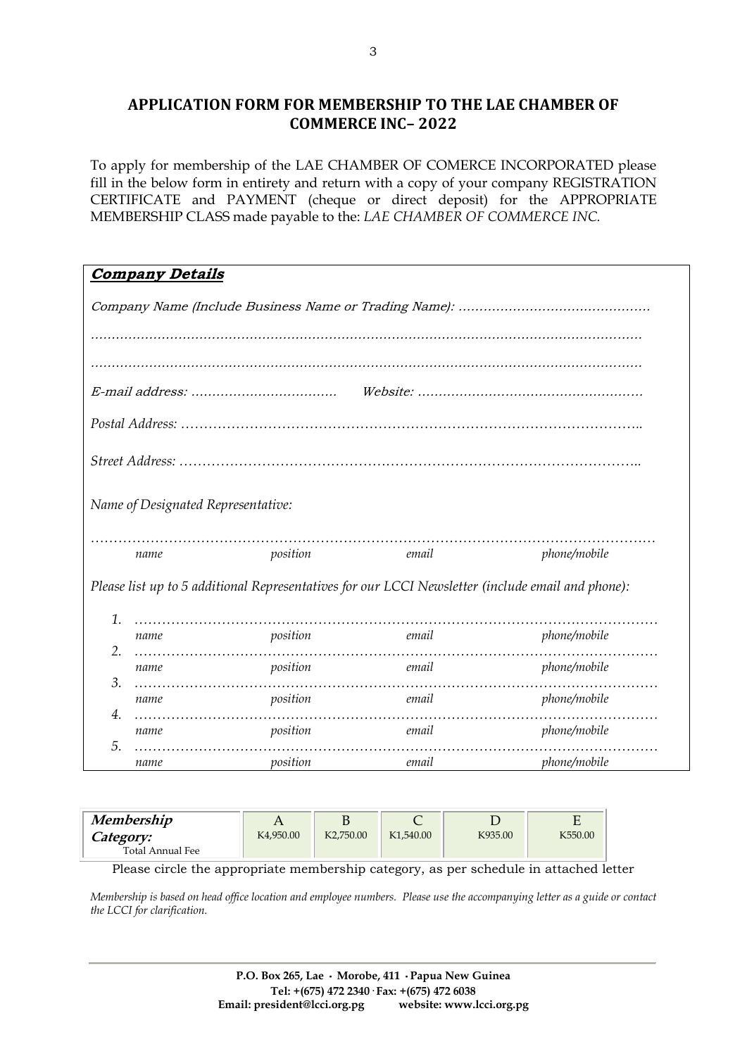## APPLICATION FORM FOR MEMBERSHIP TO THE LAE CHAMBER OF COMMERCE INC– 2022

To apply for membership of the LAE CHAMBER OF COMERCE INCORPORATED please fill in the below form in entirety and return with a copy of your company REGISTRATION CERTIFICATE and PAYMENT (cheque or direct deposit) for the APPROPRIATE MEMBERSHIP CLASS made payable to the: *LAE CHAMBER OF COMMERCE INC.*

***Company Details***

*Company Name (Include Business Name or Trading Name): ……………………………………….*

*……………………………………………………………………………………………………………*

*……………………………………………………………………………………………………………*

*E-mail address: …………………………….   Website: ………………………………………………*

*Postal Address: ……………………………………………………………………………………..*

*Street Address: ……………………………………………………………………………………..*

*Name of Designated Representative:*

*……………………………………………………………………………………………………………*

*name            position            email            phone/mobile*

*Please list up to 5 additional Representatives for our LCCI Newsletter (include email and phone):*

1. *……………………………………………………………………………………………………*
   *name            position            email            phone/mobile*
2. *……………………………………………………………………………………………………*
   *name            position            email            phone/mobile*
3. *……………………………………………………………………………………………………*
   *name            position            email            phone/mobile*
4. *……………………………………………………………………………………………………*
   *name            position            email            phone/mobile*
5. *……………………………………………………………………………………………………*
   *name            position            email            phone/mobile*

| ***Membership Category:*** Total Annual Fee | A | B | C | D | E |
|---|---|---|---|---|---|
| | K4,950.00 | K2,750.00 | K1,540.00 | K935.00 | K550.00 |

Please circle the appropriate membership category, as per schedule in attached letter

*Membership is based on head office location and employee numbers. Please use the accompanying letter as a guide or contact the LCCI for clarification.*

**P.O. Box 265, Lae · Morobe, 411 · Papua New Guinea**
**Tel: +(675) 472 2340 · Fax: +(675) 472 6038**
**Email: president@lcci.org.pg    website: www.lcci.org.pg**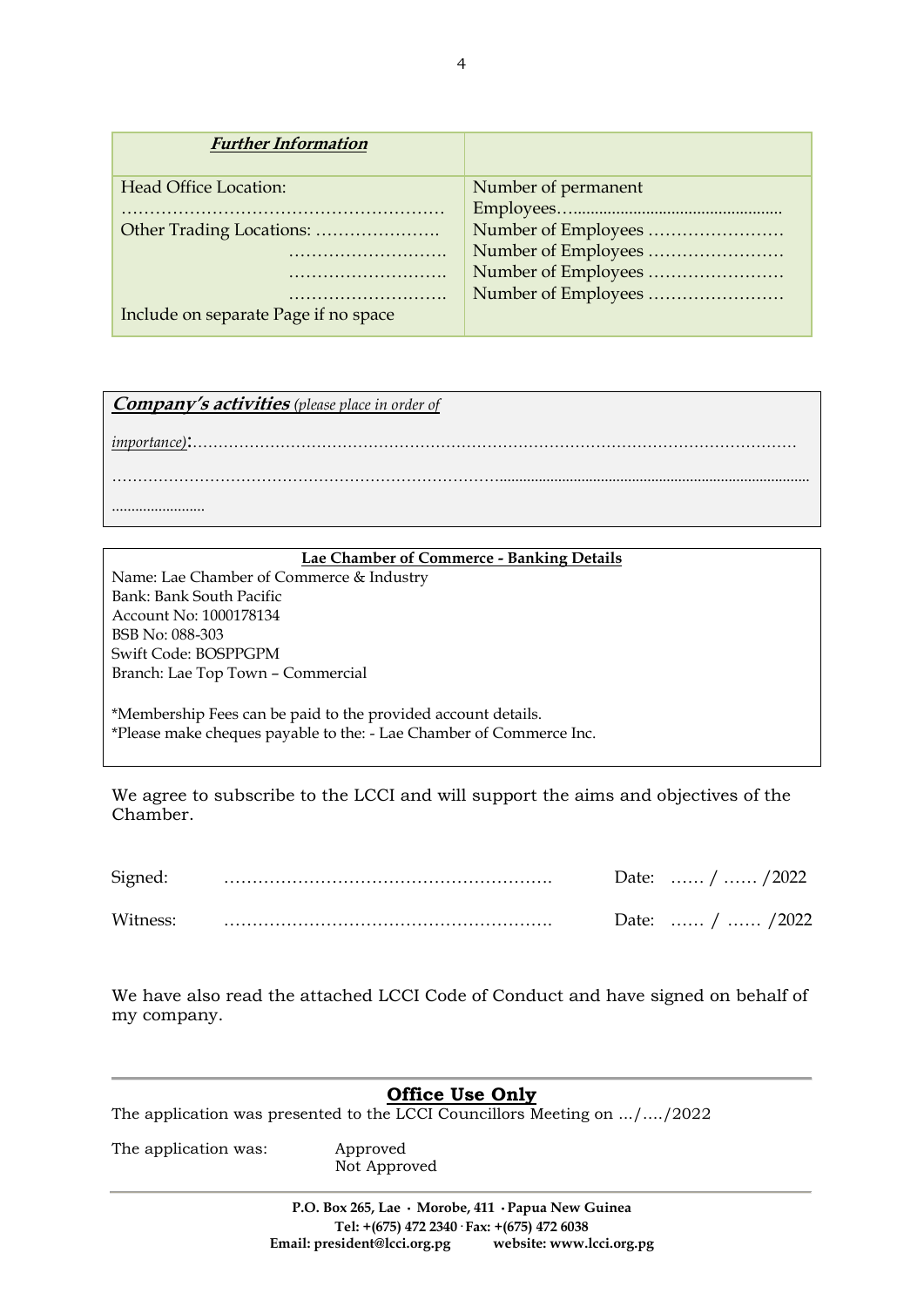| ***Further Information*** | |
|---|---|
| Head Office Location: ……………………………………………… | Number of permanent Employees………………………………………… |
| Other Trading Locations: …………………. | Number of Employees …………………… |
| ………………………. | Number of Employees …………………… |
| ………………………. | Number of Employees …………………… |
| ………………………. | Number of Employees …………………… |
| Include on separate Page if no space | |

***Company's activities*** *(please place in order of importance)*:……………………………………………………………………………………………………

……………………………………………………………………………………………………………………………………

……………………

**Lae Chamber of Commerce - Banking Details**

Name: Lae Chamber of Commerce & Industry
Bank: Bank South Pacific
Account No: 1000178134
BSB No: 088-303
Swift Code: BOSPPGPM
Branch: Lae Top Town – Commercial

*Membership Fees can be paid to the provided account details.
*Please make cheques payable to the: - Lae Chamber of Commerce Inc.

We agree to subscribe to the LCCI and will support the aims and objectives of the Chamber.

Signed: …………………………………………………. Date: …… / …… /2022

Witness: …………………………………………………. Date: …… / …… /2022

We have also read the attached LCCI Code of Conduct and have signed on behalf of my company.

## Office Use Only

The application was presented to the LCCI Councillors Meeting on …/…./2022

The application was: Approved
Not Approved

**P.O. Box 265, Lae · Morobe, 411 · Papua New Guinea**
**Tel: +(675) 472 2340 · Fax: +(675) 472 6038**
**Email: president@lcci.org.pg website: www.lcci.org.pg**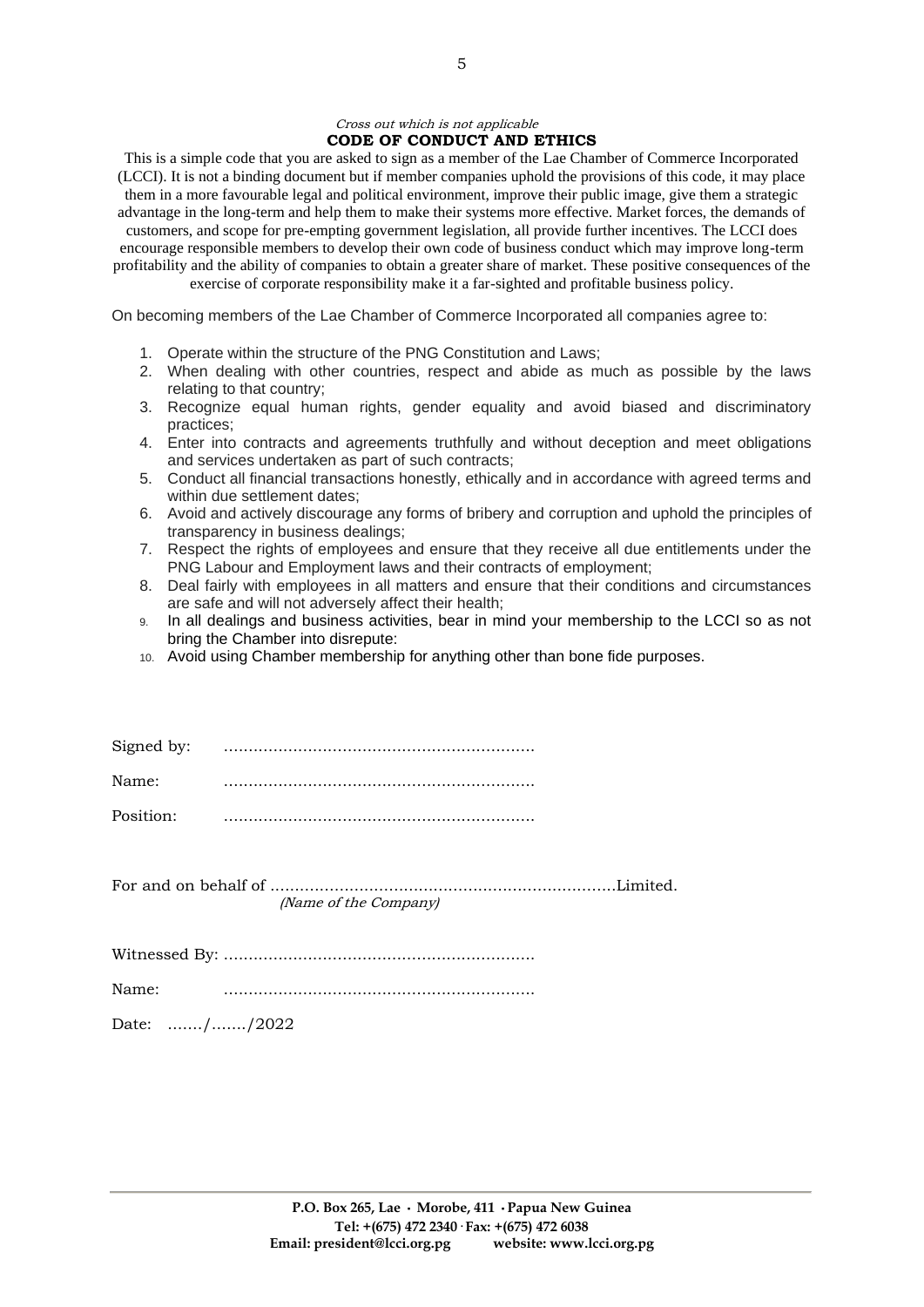*Cross out which is not applicable*

## CODE OF CONDUCT AND ETHICS

This is a simple code that you are asked to sign as a member of the Lae Chamber of Commerce Incorporated (LCCI). It is not a binding document but if member companies uphold the provisions of this code, it may place them in a more favourable legal and political environment, improve their public image, give them a strategic advantage in the long-term and help them to make their systems more effective. Market forces, the demands of customers, and scope for pre-empting government legislation, all provide further incentives. The LCCI does encourage responsible members to develop their own code of business conduct which may improve long-term profitability and the ability of companies to obtain a greater share of market. These positive consequences of the exercise of corporate responsibility make it a far-sighted and profitable business policy.

On becoming members of the Lae Chamber of Commerce Incorporated all companies agree to:

1. Operate within the structure of the PNG Constitution and Laws;
2. When dealing with other countries, respect and abide as much as possible by the laws relating to that country;
3. Recognize equal human rights, gender equality and avoid biased and discriminatory practices;
4. Enter into contracts and agreements truthfully and without deception and meet obligations and services undertaken as part of such contracts;
5. Conduct all financial transactions honestly, ethically and in accordance with agreed terms and within due settlement dates;
6. Avoid and actively discourage any forms of bribery and corruption and uphold the principles of transparency in business dealings;
7. Respect the rights of employees and ensure that they receive all due entitlements under the PNG Labour and Employment laws and their contracts of employment;
8. Deal fairly with employees in all matters and ensure that their conditions and circumstances are safe and will not adversely affect their health;
9. In all dealings and business activities, bear in mind your membership to the LCCI so as not bring the Chamber into disrepute:
10. Avoid using Chamber membership for anything other than bone fide purposes.

Signed by: ..............................................................

Name: ..............................................................

Position: ..............................................................

For and on behalf of .....................................................................Limited.
*(Name of the Company)*

Witnessed By: ..............................................................

Name: ..............................................................

Date: ......./......./2022

**P.O. Box 265, Lae · Morobe, 411 · Papua New Guinea**
**Tel: +(675) 472 2340 · Fax: +(675) 472 6038**
**Email: president@lcci.org.pg website: www.lcci.org.pg**